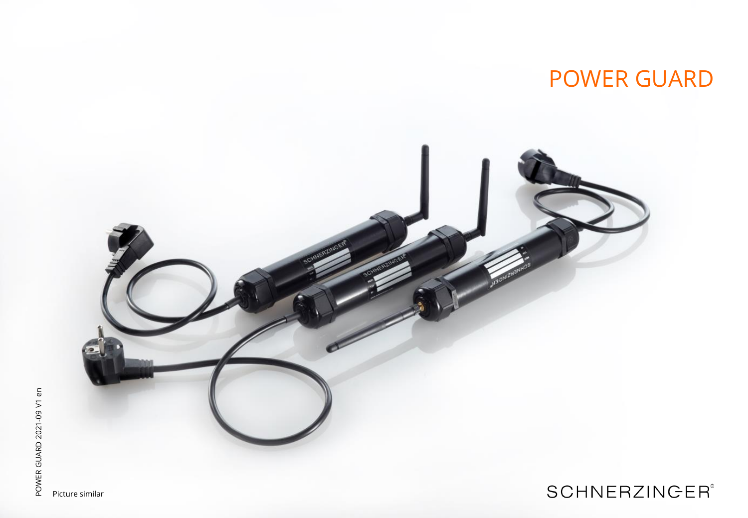# POWER GUARD

POWER GUARD 2021-09 V1 en

Picture similar

SCHNERZINGER®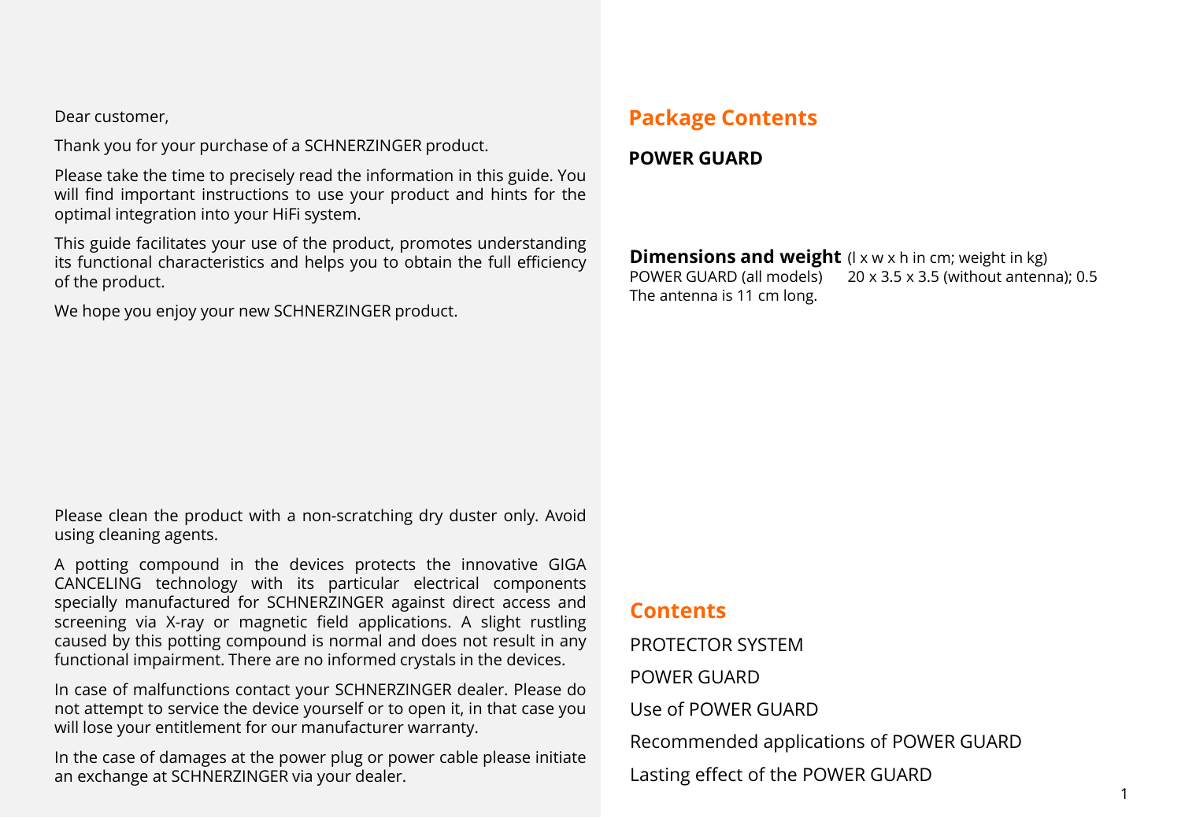Dear customer,

Thank you for your purchase of a SCHNERZINGER product.

Please take the time to precisely read the information in this guide. You will find important instructions to use your product and hints for the optimal integration into your HiFi system.

This guide facilitates your use of the product, promotes understanding its functional characteristics and helps you to obtain the full efficiency of the product.

We hope you enjoy your new SCHNERZINGER product.

Please clean the product with a non-scratching dry duster only. Avoid using cleaning agents.

A potting compound in the devices protects the innovative GIGA CANCELING technology with its particular electrical components specially manufactured for SCHNERZINGER against direct access and screening via X-ray or magnetic field applications. A slight rustling caused by this potting compound is normal and does not result in any functional impairment. There are no informed crystals in the devices.

In case of malfunctions contact your SCHNERZINGER dealer. Please do not attempt to service the device yourself or to open it, in that case you will lose your entitlement for our manufacturer warranty.

In the case of damages at the power plug or power cable please initiate an exchange at SCHNERZINGER via your dealer.

## Package Contents

**POWER GUARD**

**Dimensions and weight** (l x w x h in cm; weight in kg)
POWER GUARD (all models) 20 x 3.5 x 3.5 (without antenna); 0.5
The antenna is 11 cm long.

## Contents

PROTECTOR SYSTEM

POWER GUARD

Use of POWER GUARD

Recommended applications of POWER GUARD

Lasting effect of the POWER GUARD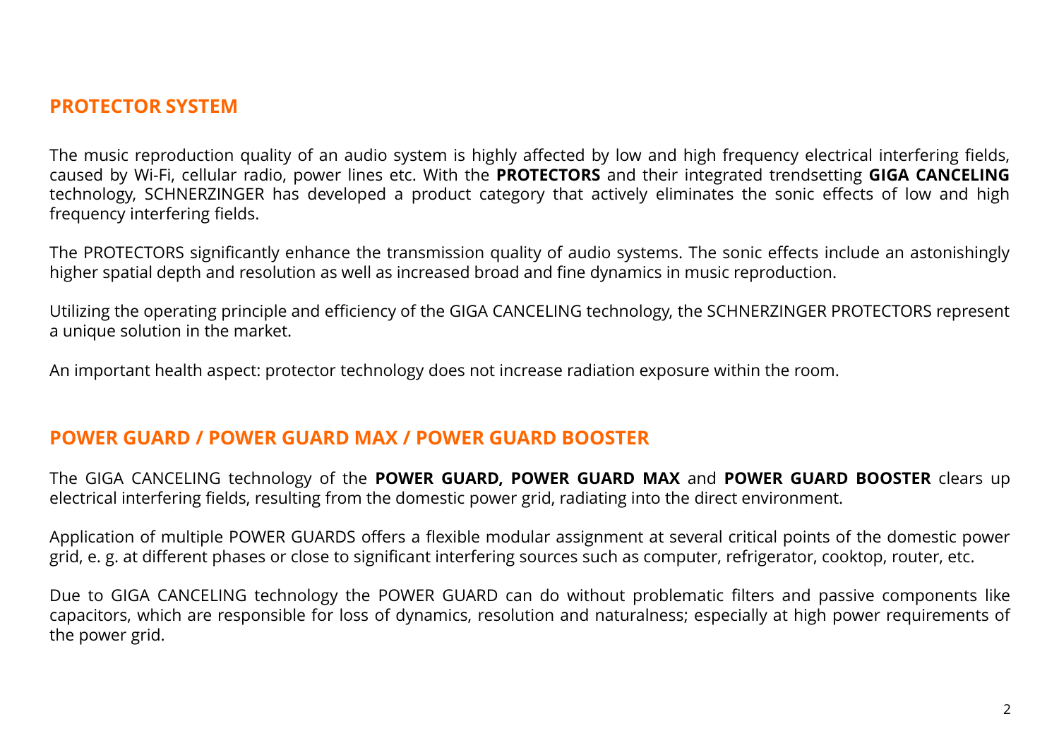## PROTECTOR SYSTEM

The music reproduction quality of an audio system is highly affected by low and high frequency electrical interfering fields, caused by Wi-Fi, cellular radio, power lines etc. With the **PROTECTORS** and their integrated trendsetting **GIGA CANCELING** technology, SCHNERZINGER has developed a product category that actively eliminates the sonic effects of low and high frequency interfering fields.

The PROTECTORS significantly enhance the transmission quality of audio systems. The sonic effects include an astonishingly higher spatial depth and resolution as well as increased broad and fine dynamics in music reproduction.

Utilizing the operating principle and efficiency of the GIGA CANCELING technology, the SCHNERZINGER PROTECTORS represent a unique solution in the market.

An important health aspect: protector technology does not increase radiation exposure within the room.

## POWER GUARD / POWER GUARD MAX / POWER GUARD BOOSTER

The GIGA CANCELING technology of the **POWER GUARD, POWER GUARD MAX** and **POWER GUARD BOOSTER** clears up electrical interfering fields, resulting from the domestic power grid, radiating into the direct environment.

Application of multiple POWER GUARDS offers a flexible modular assignment at several critical points of the domestic power grid, e. g. at different phases or close to significant interfering sources such as computer, refrigerator, cooktop, router, etc.

Due to GIGA CANCELING technology the POWER GUARD can do without problematic filters and passive components like capacitors, which are responsible for loss of dynamics, resolution and naturalness; especially at high power requirements of the power grid.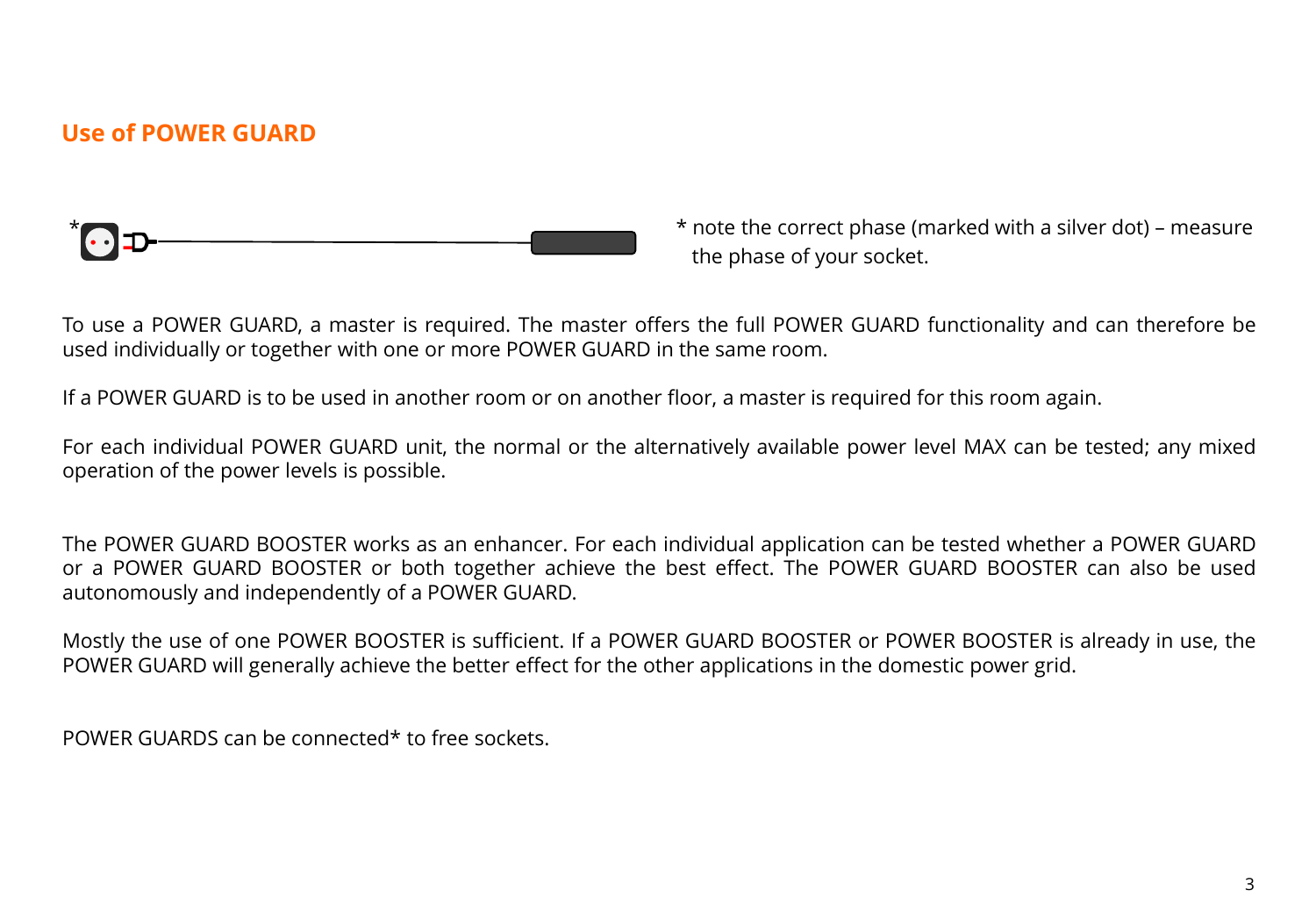## Use of POWER GUARD

\* note the correct phase (marked with a silver dot) – measure the phase of your socket.

To use a POWER GUARD, a master is required. The master offers the full POWER GUARD functionality and can therefore be used individually or together with one or more POWER GUARD in the same room.

If a POWER GUARD is to be used in another room or on another floor, a master is required for this room again.

For each individual POWER GUARD unit, the normal or the alternatively available power level MAX can be tested; any mixed operation of the power levels is possible.

The POWER GUARD BOOSTER works as an enhancer. For each individual application can be tested whether a POWER GUARD or a POWER GUARD BOOSTER or both together achieve the best effect. The POWER GUARD BOOSTER can also be used autonomously and independently of a POWER GUARD.

Mostly the use of one POWER BOOSTER is sufficient. If a POWER GUARD BOOSTER or POWER BOOSTER is already in use, the POWER GUARD will generally achieve the better effect for the other applications in the domestic power grid.

POWER GUARDS can be connected* to free sockets.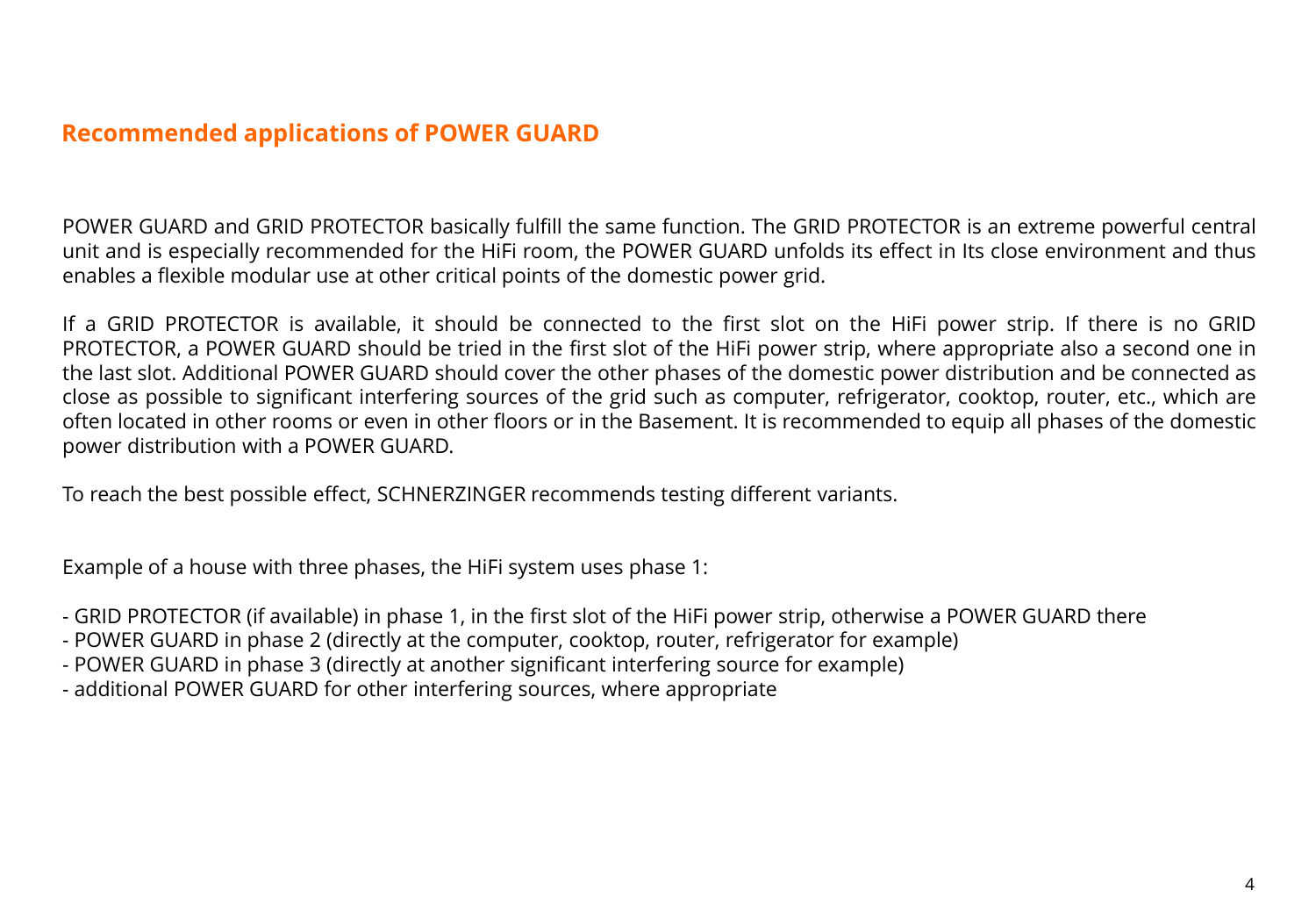## Recommended applications of POWER GUARD

POWER GUARD and GRID PROTECTOR basically fulfill the same function. The GRID PROTECTOR is an extreme powerful central unit and is especially recommended for the HiFi room, the POWER GUARD unfolds its effect in Its close environment and thus enables a flexible modular use at other critical points of the domestic power grid.

If a GRID PROTECTOR is available, it should be connected to the first slot on the HiFi power strip. If there is no GRID PROTECTOR, a POWER GUARD should be tried in the first slot of the HiFi power strip, where appropriate also a second one in the last slot. Additional POWER GUARD should cover the other phases of the domestic power distribution and be connected as close as possible to significant interfering sources of the grid such as computer, refrigerator, cooktop, router, etc., which are often located in other rooms or even in other floors or in the Basement. It is recommended to equip all phases of the domestic power distribution with a POWER GUARD.

To reach the best possible effect, SCHNERZINGER recommends testing different variants.

Example of a house with three phases, the HiFi system uses phase 1:

- GRID PROTECTOR (if available) in phase 1, in the first slot of the HiFi power strip, otherwise a POWER GUARD there
- POWER GUARD in phase 2 (directly at the computer, cooktop, router, refrigerator for example)
- POWER GUARD in phase 3 (directly at another significant interfering source for example)
- additional POWER GUARD for other interfering sources, where appropriate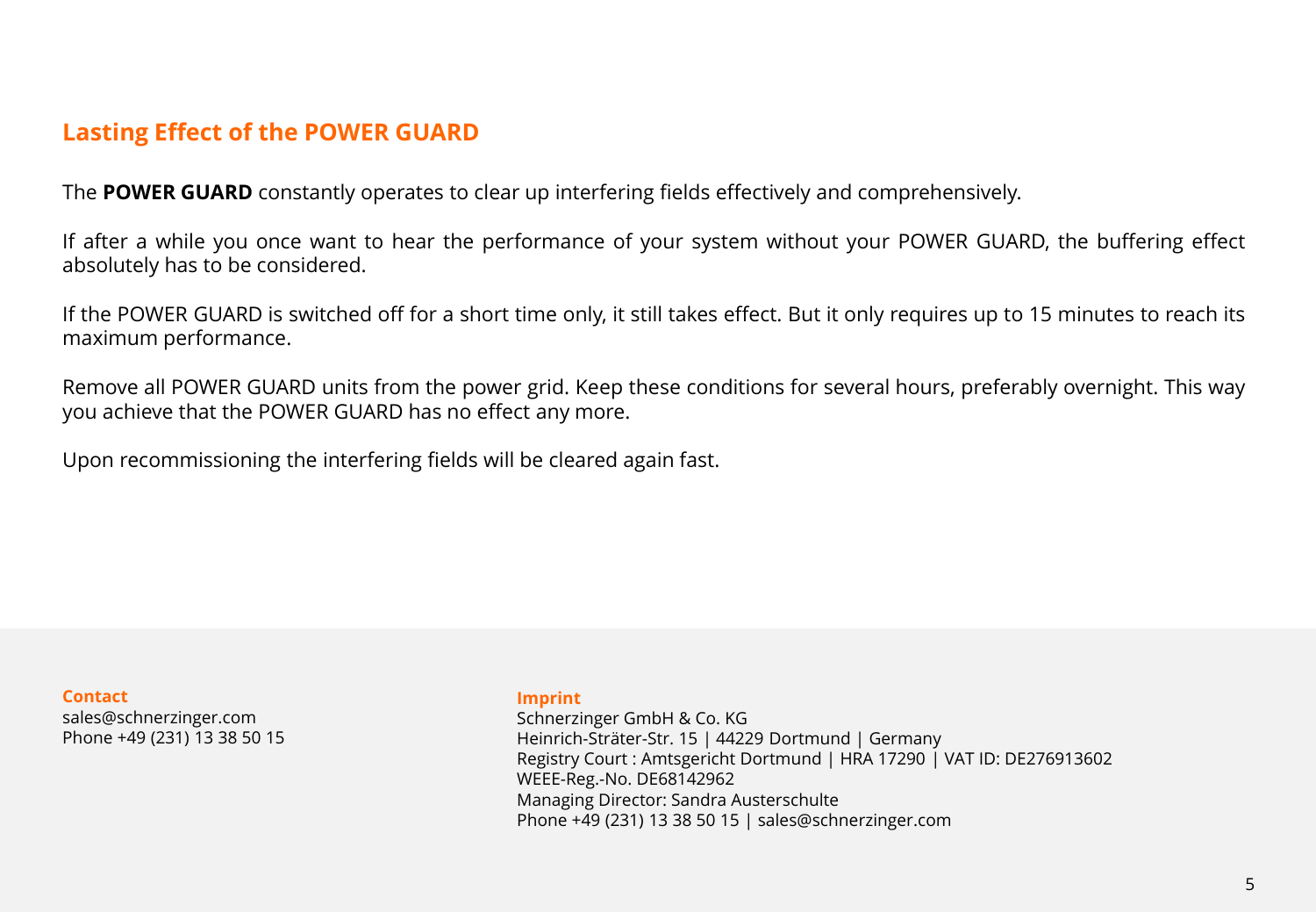## Lasting Effect of the POWER GUARD

The **POWER GUARD** constantly operates to clear up interfering fields effectively and comprehensively.

If after a while you once want to hear the performance of your system without your POWER GUARD, the buffering effect absolutely has to be considered.

If the POWER GUARD is switched off for a short time only, it still takes effect. But it only requires up to 15 minutes to reach its maximum performance.

Remove all POWER GUARD units from the power grid. Keep these conditions for several hours, preferably overnight. This way you achieve that the POWER GUARD has no effect any more.

Upon recommissioning the interfering fields will be cleared again fast.

**Contact**
sales@schnerzinger.com
Phone +49 (231) 13 38 50 15

**Imprint**
Schnerzinger GmbH & Co. KG
Heinrich-Sträter-Str. 15 | 44229 Dortmund | Germany
Registry Court : Amtsgericht Dortmund | HRA 17290 | VAT ID: DE276913602
WEEE-Reg.-No. DE68142962
Managing Director: Sandra Austerschulte
Phone +49 (231) 13 38 50 15 | sales@schnerzinger.com